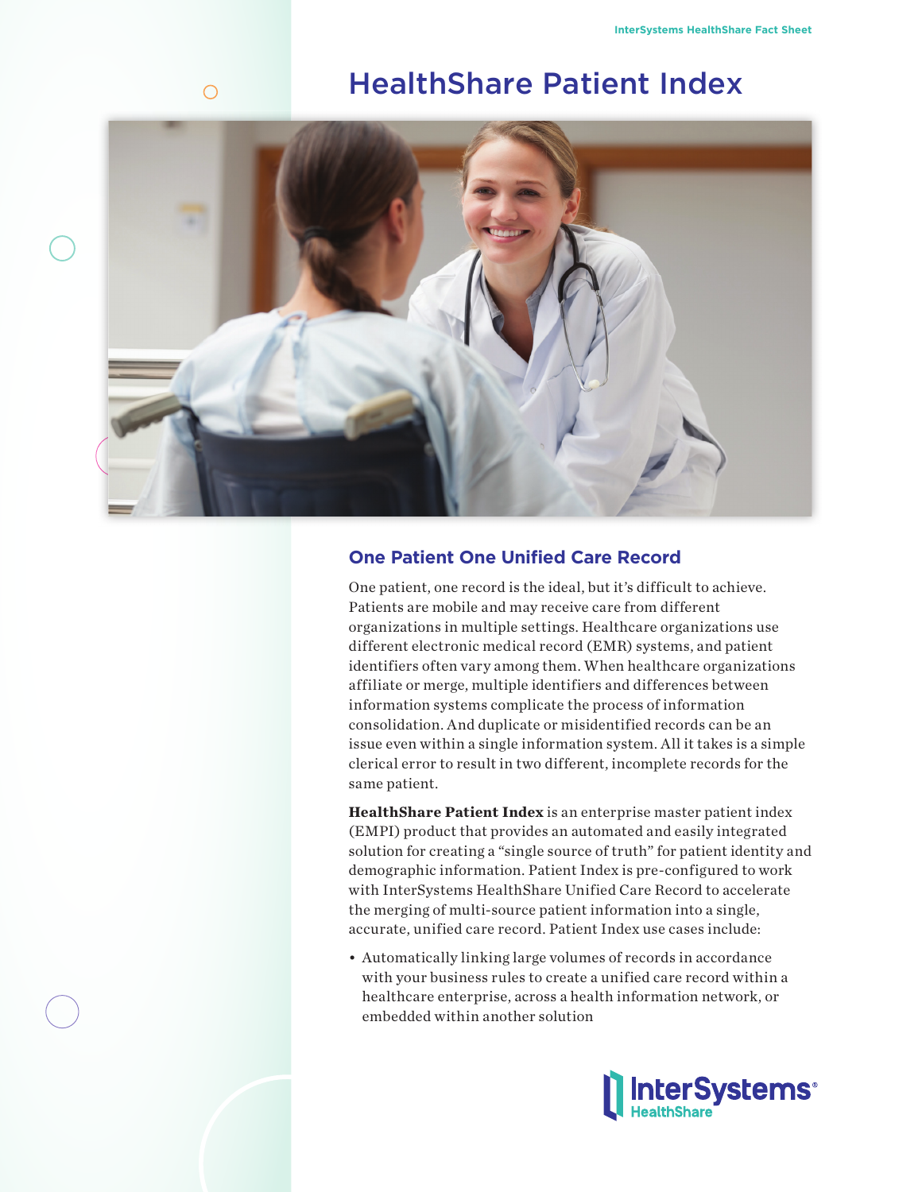# HealthShare Patient Index

## One Patient One Unified Care Record

One patient, one record is the ideal, but it's difficult to achieve. Patients are mobile and may receive care from different organizations in multiple settings. Healthcare organizations use different electronic medical record (EMR) systems, and patient identifiers often vary among them. When healthcare organizations affiliate or merge, multiple identifiers and differences between information systems complicate the process of information consolidation. And duplicate or misidentified records can be an issue even within a single information system. All it takes is a simple clerical error to result in two different, incomplete records for the same patient.

**HealthShare Patient Index** is an enterprise master patient index (EMPI) product that provides an automated and easily integrated solution for creating a "single source of truth" for patient identity and demographic information. Patient Index is pre-configured to work with InterSystems HealthShare Unified Care Record to accelerate the merging of multi-source patient information into a single, accurate, unified care record. Patient Index use cases include:

- Automatically linking large volumes of records in accordance with your business rules to create a unified care record within a healthcare enterprise, across a health information network, or embedded within another solution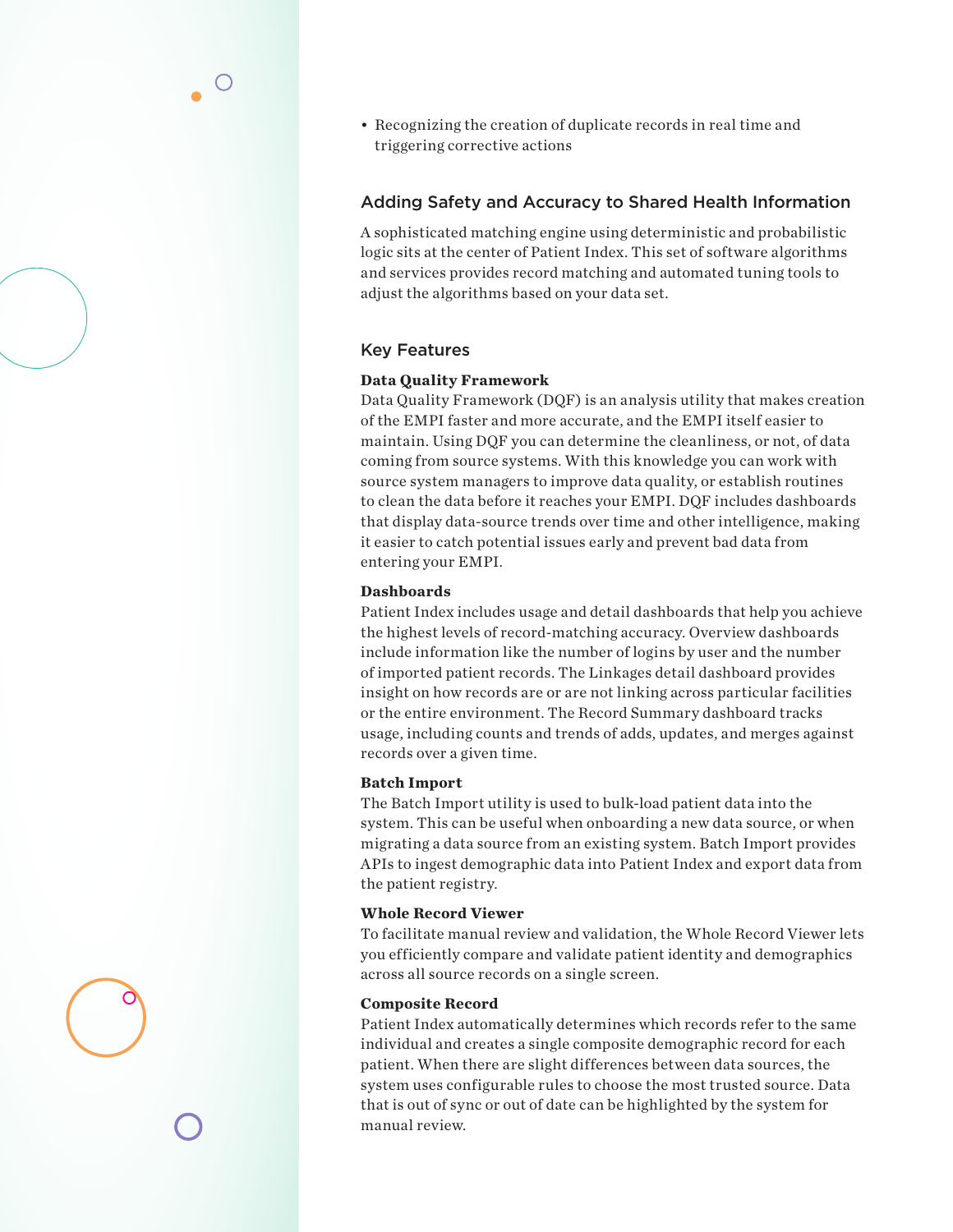- Recognizing the creation of duplicate records in real time and triggering corrective actions

## Adding Safety and Accuracy to Shared Health Information

A sophisticated matching engine using deterministic and probabilistic logic sits at the center of Patient Index. This set of software algorithms and services provides record matching and automated tuning tools to adjust the algorithms based on your data set.

## Key Features

**Data Quality Framework**
Data Quality Framework (DQF) is an analysis utility that makes creation of the EMPI faster and more accurate, and the EMPI itself easier to maintain. Using DQF you can determine the cleanliness, or not, of data coming from source systems. With this knowledge you can work with source system managers to improve data quality, or establish routines to clean the data before it reaches your EMPI. DQF includes dashboards that display data-source trends over time and other intelligence, making it easier to catch potential issues early and prevent bad data from entering your EMPI.

**Dashboards**
Patient Index includes usage and detail dashboards that help you achieve the highest levels of record-matching accuracy. Overview dashboards include information like the number of logins by user and the number of imported patient records. The Linkages detail dashboard provides insight on how records are or are not linking across particular facilities or the entire environment. The Record Summary dashboard tracks usage, including counts and trends of adds, updates, and merges against records over a given time.

**Batch Import**
The Batch Import utility is used to bulk-load patient data into the system. This can be useful when onboarding a new data source, or when migrating a data source from an existing system. Batch Import provides APIs to ingest demographic data into Patient Index and export data from the patient registry.

**Whole Record Viewer**
To facilitate manual review and validation, the Whole Record Viewer lets you efficiently compare and validate patient identity and demographics across all source records on a single screen.

**Composite Record**
Patient Index automatically determines which records refer to the same individual and creates a single composite demographic record for each patient. When there are slight differences between data sources, the system uses configurable rules to choose the most trusted source. Data that is out of sync or out of date can be highlighted by the system for manual review.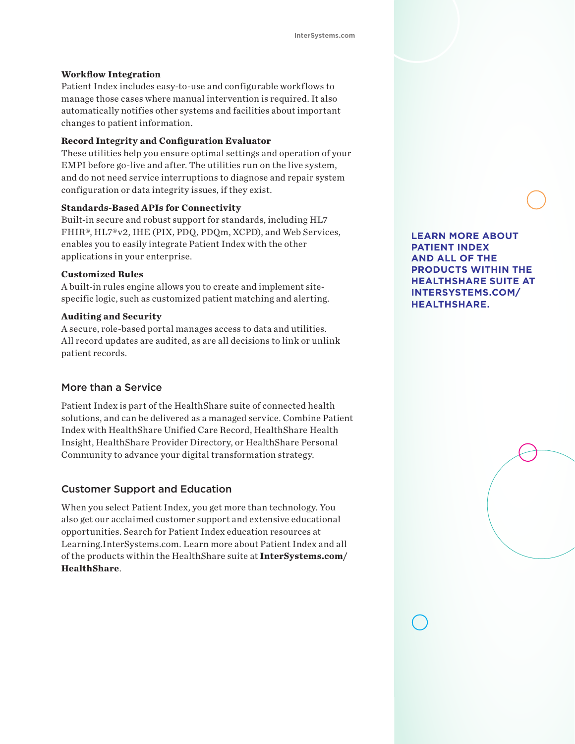### Workflow Integration

Patient Index includes easy-to-use and configurable workflows to manage those cases where manual intervention is required. It also automatically notifies other systems and facilities about important changes to patient information.

### Record Integrity and Configuration Evaluator

These utilities help you ensure optimal settings and operation of your EMPI before go-live and after. The utilities run on the live system, and do not need service interruptions to diagnose and repair system configuration or data integrity issues, if they exist.

### Standards-Based APIs for Connectivity

Built-in secure and robust support for standards, including HL7 FHIR®, HL7®v2, IHE (PIX, PDQ, PDQm, XCPD), and Web Services, enables you to easily integrate Patient Index with the other applications in your enterprise.

### Customized Rules

A built-in rules engine allows you to create and implement site-specific logic, such as customized patient matching and alerting.

### Auditing and Security

A secure, role-based portal manages access to data and utilities. All record updates are audited, as are all decisions to link or unlink patient records.

## More than a Service

Patient Index is part of the HealthShare suite of connected health solutions, and can be delivered as a managed service. Combine Patient Index with HealthShare Unified Care Record, HealthShare Health Insight, HealthShare Provider Directory, or HealthShare Personal Community to advance your digital transformation strategy.

## Customer Support and Education

When you select Patient Index, you get more than technology. You also get our acclaimed customer support and extensive educational opportunities. Search for Patient Index education resources at Learning.InterSystems.com. Learn more about Patient Index and all of the products within the HealthShare suite at **InterSystems.com/HealthShare**.

**LEARN MORE ABOUT PATIENT INDEX AND ALL OF THE PRODUCTS WITHIN THE HEALTHSHARE SUITE AT INTERSYSTEMS.COM/HEALTHSHARE.**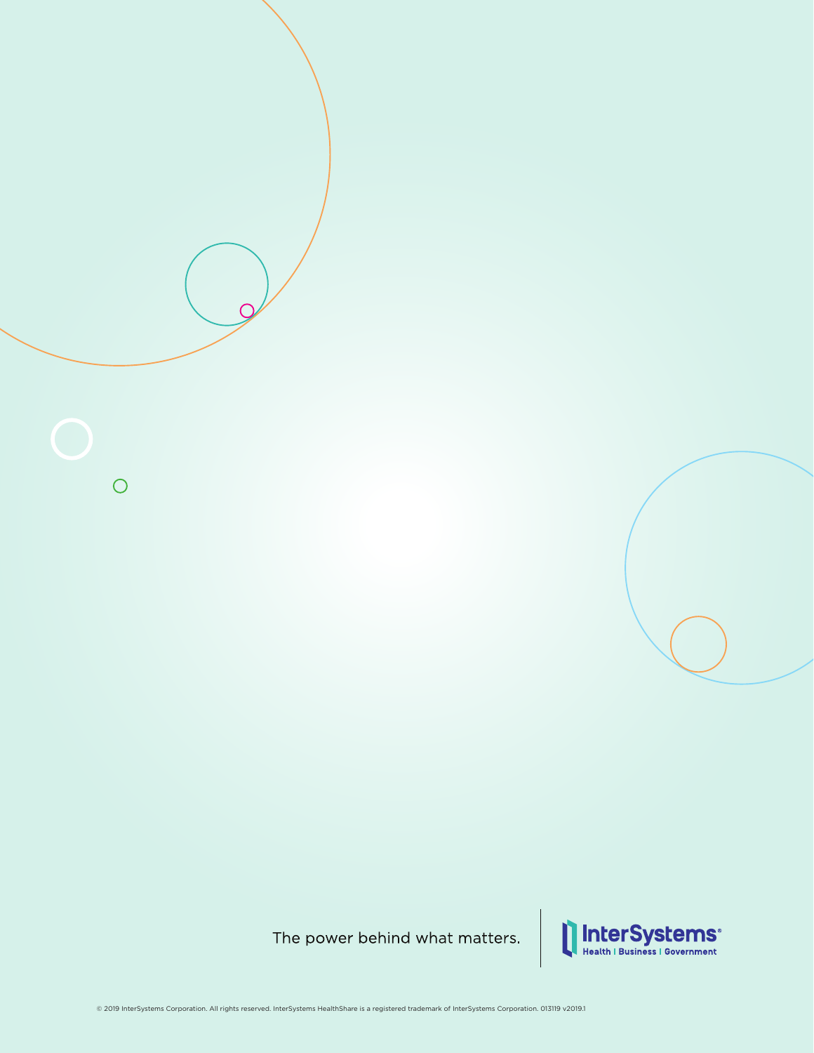The power behind what matters.

InterSystems®
Health | Business | Government

© 2019 InterSystems Corporation. All rights reserved. InterSystems HealthShare is a registered trademark of InterSystems Corporation. 013119 v2019.1